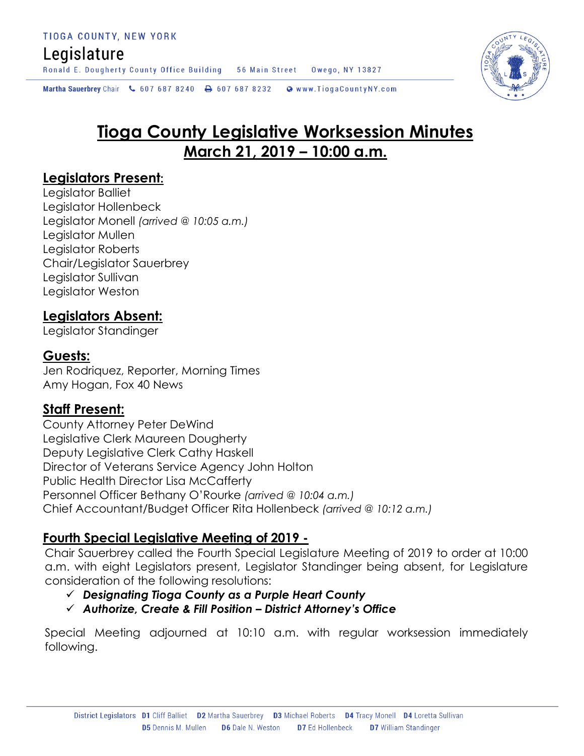TIOGA COUNTY, NEW YORK

Legislature

Ronald E. Dougherty County Office Building    56 Main Street    Owego, NY 13827

Martha Sauerbrey Chair    607 687 8240    607 687 8232    www.TiogaCountyNY.com

# Tioga County Legislative Worksession Minutes
## March 21, 2019 – 10:00 a.m.

### Legislators Present:

Legislator Balliet
Legislator Hollenbeck
Legislator Monell *(arrived @ 10:05 a.m.)*
Legislator Mullen
Legislator Roberts
Chair/Legislator Sauerbrey
Legislator Sullivan
Legislator Weston

### Legislators Absent:

Legislator Standinger

### Guests:

Jen Rodriquez, Reporter, Morning Times
Amy Hogan, Fox 40 News

### Staff Present:

County Attorney Peter DeWind
Legislative Clerk Maureen Dougherty
Deputy Legislative Clerk Cathy Haskell
Director of Veterans Service Agency John Holton
Public Health Director Lisa McCafferty
Personnel Officer Bethany O'Rourke *(arrived @ 10:04 a.m.)*
Chief Accountant/Budget Officer Rita Hollenbeck *(arrived @ 10:12 a.m.)*

### Fourth Special Legislative Meeting of 2019 -

Chair Sauerbrey called the Fourth Special Legislature Meeting of 2019 to order at 10:00 a.m. with eight Legislators present, Legislator Standinger being absent, for Legislature consideration of the following resolutions:

- ✓ ***Designating Tioga County as a Purple Heart County***
- ✓ ***Authorize, Create & Fill Position – District Attorney's Office***

Special Meeting adjourned at 10:10 a.m. with regular worksession immediately following.

District Legislators D1 Cliff Balliet D2 Martha Sauerbrey D3 Michael Roberts D4 Tracy Monell D4 Loretta Sullivan D5 Dennis M. Mullen D6 Dale N. Weston D7 Ed Hollenbeck D7 William Standinger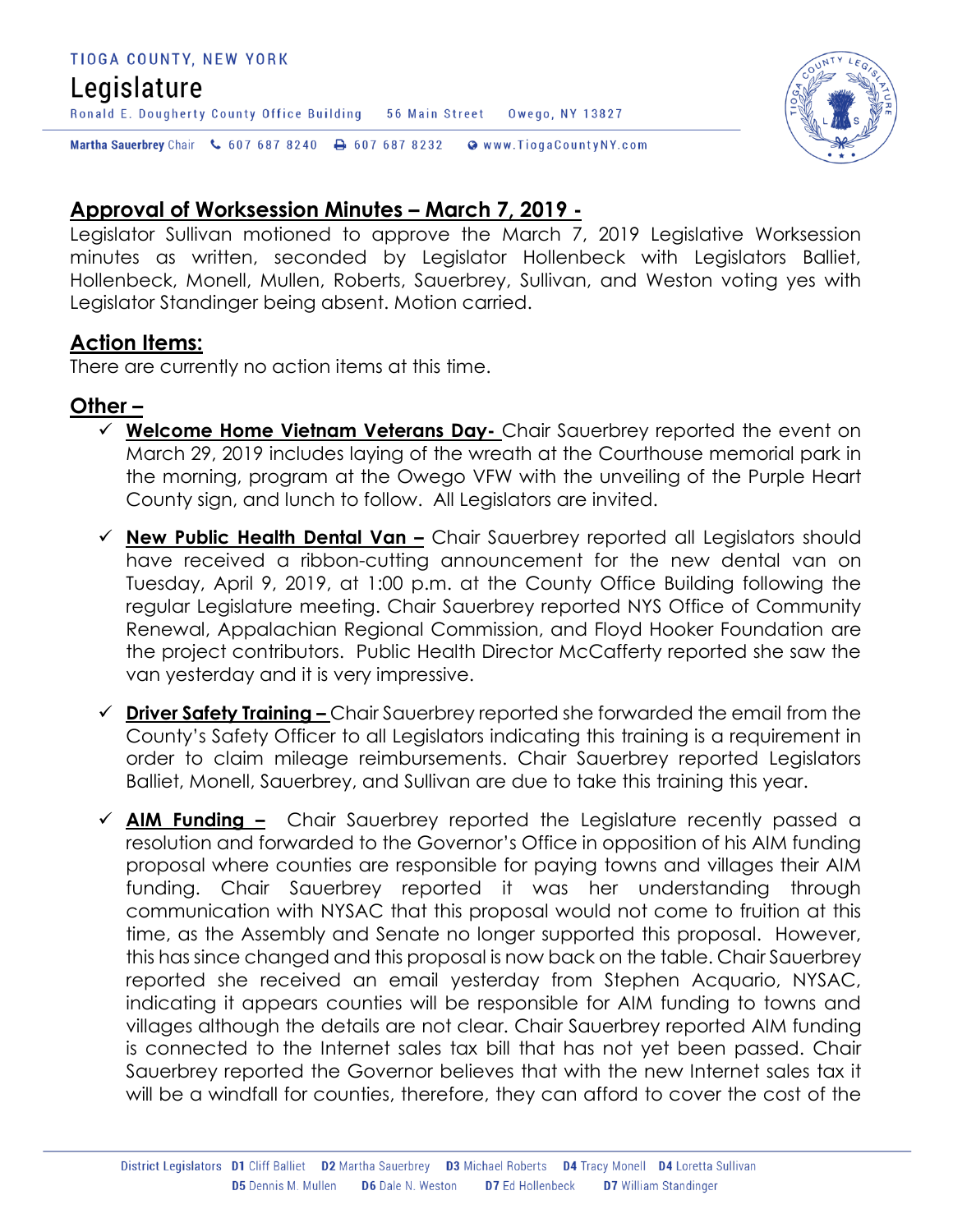## Approval of Worksession Minutes – March 7, 2019 -

Legislator Sullivan motioned to approve the March 7, 2019 Legislative Worksession minutes as written, seconded by Legislator Hollenbeck with Legislators Balliet, Hollenbeck, Monell, Mullen, Roberts, Sauerbrey, Sullivan, and Weston voting yes with Legislator Standinger being absent. Motion carried.

## Action Items:

There are currently no action items at this time.

## Other –

- ✓ **Welcome Home Vietnam Veterans Day-** Chair Sauerbrey reported the event on March 29, 2019 includes laying of the wreath at the Courthouse memorial park in the morning, program at the Owego VFW with the unveiling of the Purple Heart County sign, and lunch to follow. All Legislators are invited.

- ✓ **New Public Health Dental Van –** Chair Sauerbrey reported all Legislators should have received a ribbon-cutting announcement for the new dental van on Tuesday, April 9, 2019, at 1:00 p.m. at the County Office Building following the regular Legislature meeting. Chair Sauerbrey reported NYS Office of Community Renewal, Appalachian Regional Commission, and Floyd Hooker Foundation are the project contributors. Public Health Director McCafferty reported she saw the van yesterday and it is very impressive.

- ✓ **Driver Safety Training –** Chair Sauerbrey reported she forwarded the email from the County's Safety Officer to all Legislators indicating this training is a requirement in order to claim mileage reimbursements. Chair Sauerbrey reported Legislators Balliet, Monell, Sauerbrey, and Sullivan are due to take this training this year.

- ✓ **AIM Funding –** Chair Sauerbrey reported the Legislature recently passed a resolution and forwarded to the Governor's Office in opposition of his AIM funding proposal where counties are responsible for paying towns and villages their AIM funding. Chair Sauerbrey reported it was her understanding through communication with NYSAC that this proposal would not come to fruition at this time, as the Assembly and Senate no longer supported this proposal. However, this has since changed and this proposal is now back on the table. Chair Sauerbrey reported she received an email yesterday from Stephen Acquario, NYSAC, indicating it appears counties will be responsible for AIM funding to towns and villages although the details are not clear. Chair Sauerbrey reported AIM funding is connected to the Internet sales tax bill that has not yet been passed. Chair Sauerbrey reported the Governor believes that with the new Internet sales tax it will be a windfall for counties, therefore, they can afford to cover the cost of the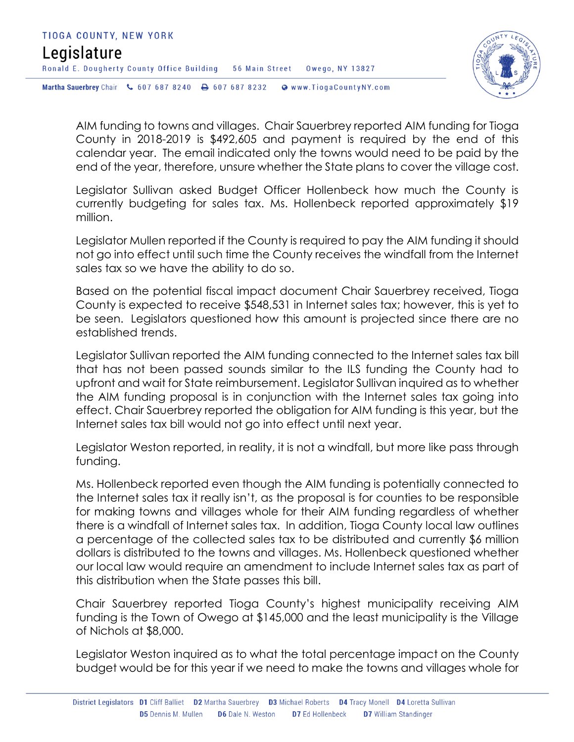AIM funding to towns and villages. Chair Sauerbrey reported AIM funding for Tioga County in 2018-2019 is $492,605 and payment is required by the end of this calendar year. The email indicated only the towns would need to be paid by the end of the year, therefore, unsure whether the State plans to cover the village cost.

Legislator Sullivan asked Budget Officer Hollenbeck how much the County is currently budgeting for sales tax. Ms. Hollenbeck reported approximately $19 million.

Legislator Mullen reported if the County is required to pay the AIM funding it should not go into effect until such time the County receives the windfall from the Internet sales tax so we have the ability to do so.

Based on the potential fiscal impact document Chair Sauerbrey received, Tioga County is expected to receive $548,531 in Internet sales tax; however, this is yet to be seen. Legislators questioned how this amount is projected since there are no established trends.

Legislator Sullivan reported the AIM funding connected to the Internet sales tax bill that has not been passed sounds similar to the ILS funding the County had to upfront and wait for State reimbursement. Legislator Sullivan inquired as to whether the AIM funding proposal is in conjunction with the Internet sales tax going into effect. Chair Sauerbrey reported the obligation for AIM funding is this year, but the Internet sales tax bill would not go into effect until next year.

Legislator Weston reported, in reality, it is not a windfall, but more like pass through funding.

Ms. Hollenbeck reported even though the AIM funding is potentially connected to the Internet sales tax it really isn't, as the proposal is for counties to be responsible for making towns and villages whole for their AIM funding regardless of whether there is a windfall of Internet sales tax. In addition, Tioga County local law outlines a percentage of the collected sales tax to be distributed and currently $6 million dollars is distributed to the towns and villages. Ms. Hollenbeck questioned whether our local law would require an amendment to include Internet sales tax as part of this distribution when the State passes this bill.

Chair Sauerbrey reported Tioga County's highest municipality receiving AIM funding is the Town of Owego at $145,000 and the least municipality is the Village of Nichols at $8,000.

Legislator Weston inquired as to what the total percentage impact on the County budget would be for this year if we need to make the towns and villages whole for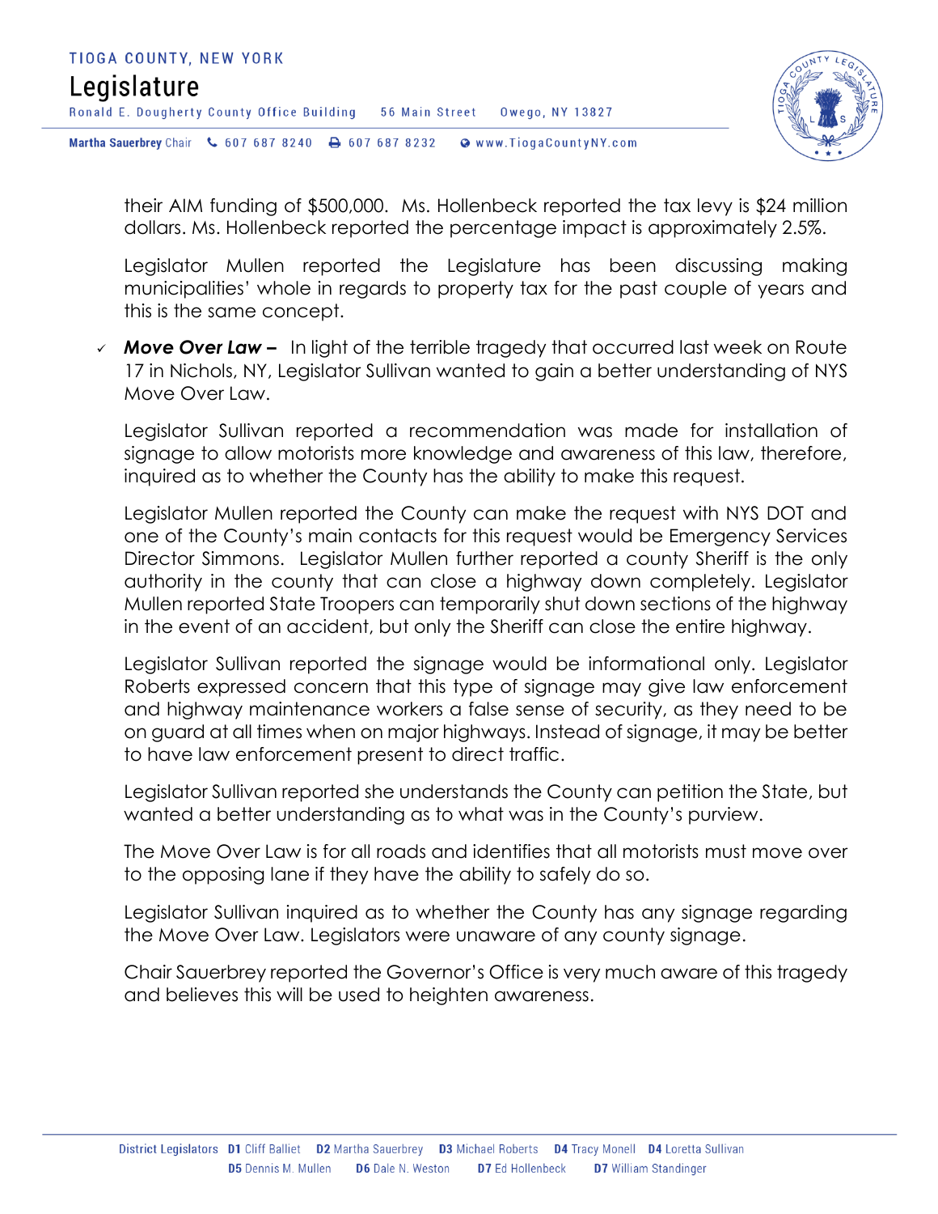their AIM funding of $500,000. Ms. Hollenbeck reported the tax levy is $24 million dollars. Ms. Hollenbeck reported the percentage impact is approximately 2.5%.

Legislator Mullen reported the Legislature has been discussing making municipalities' whole in regards to property tax for the past couple of years and this is the same concept.

- ✓ ***Move Over Law –*** In light of the terrible tragedy that occurred last week on Route 17 in Nichols, NY, Legislator Sullivan wanted to gain a better understanding of NYS Move Over Law.

  Legislator Sullivan reported a recommendation was made for installation of signage to allow motorists more knowledge and awareness of this law, therefore, inquired as to whether the County has the ability to make this request.

  Legislator Mullen reported the County can make the request with NYS DOT and one of the County's main contacts for this request would be Emergency Services Director Simmons. Legislator Mullen further reported a county Sheriff is the only authority in the county that can close a highway down completely. Legislator Mullen reported State Troopers can temporarily shut down sections of the highway in the event of an accident, but only the Sheriff can close the entire highway.

  Legislator Sullivan reported the signage would be informational only. Legislator Roberts expressed concern that this type of signage may give law enforcement and highway maintenance workers a false sense of security, as they need to be on guard at all times when on major highways. Instead of signage, it may be better to have law enforcement present to direct traffic.

  Legislator Sullivan reported she understands the County can petition the State, but wanted a better understanding as to what was in the County's purview.

  The Move Over Law is for all roads and identifies that all motorists must move over to the opposing lane if they have the ability to safely do so.

  Legislator Sullivan inquired as to whether the County has any signage regarding the Move Over Law. Legislators were unaware of any county signage.

  Chair Sauerbrey reported the Governor's Office is very much aware of this tragedy and believes this will be used to heighten awareness.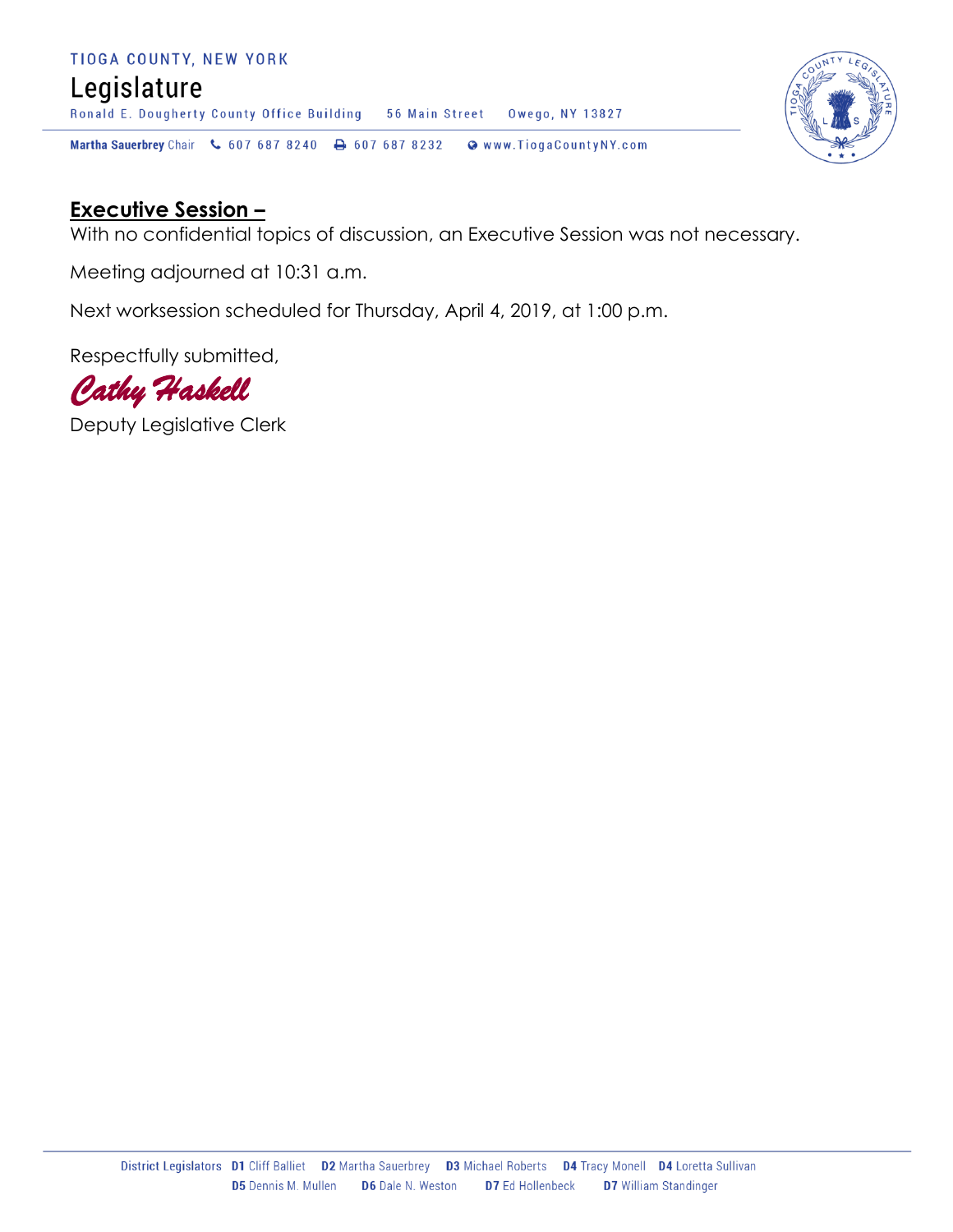**Executive Session –**

With no confidential topics of discussion, an Executive Session was not necessary.

Meeting adjourned at 10:31 a.m.

Next worksession scheduled for Thursday, April 4, 2019, at 1:00 p.m.

Respectfully submitted,

*Cathy Haskell*

Deputy Legislative Clerk